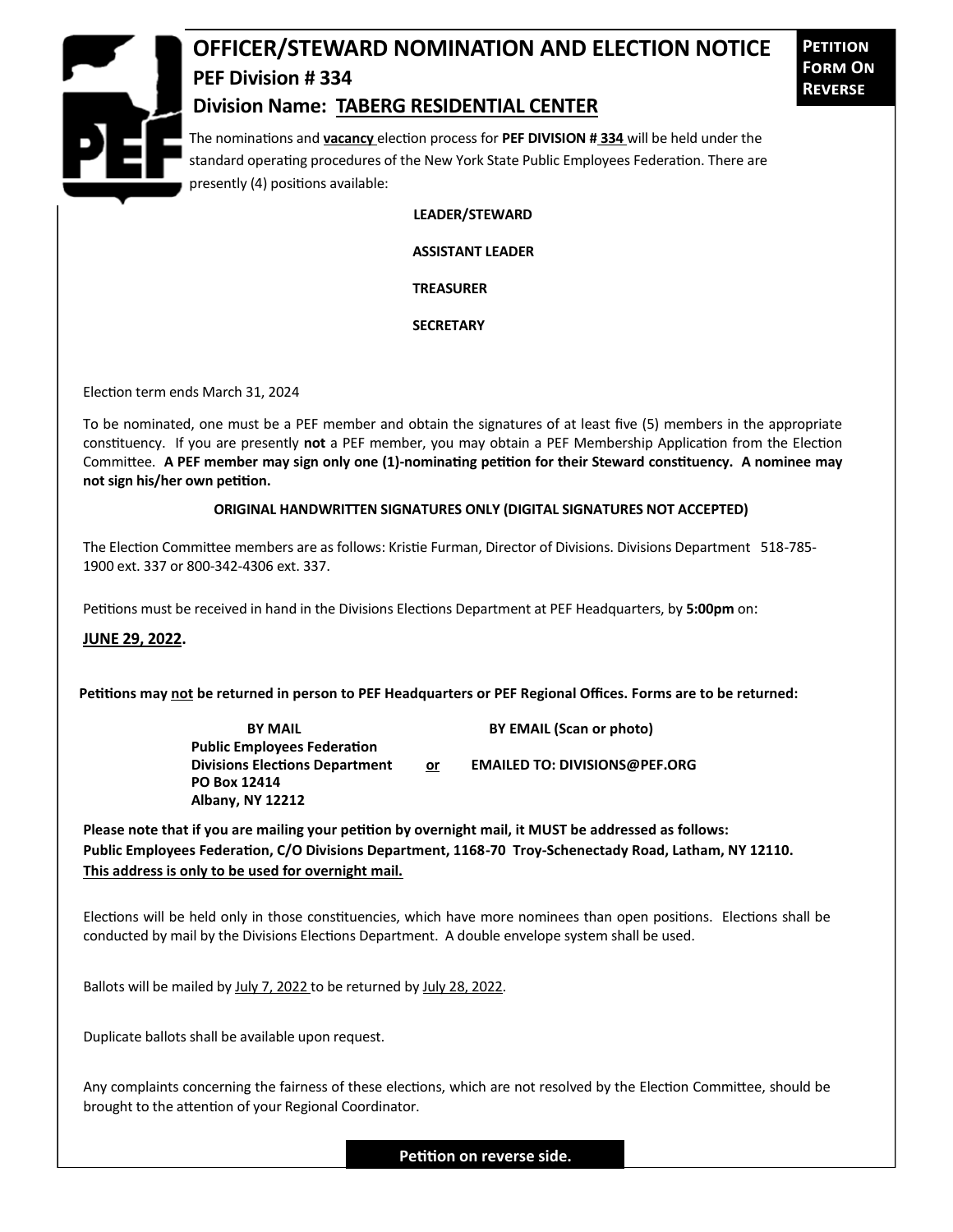# OFFICER/STEWARD NOMINATION AND ELECTION NOTICE

**Petition Form On Reverse**

## PEF Division # 334

## Division Name: TABERG RESIDENTIAL CENTER

The nominations and **vacancy** election process for **PEF DIVISION # 334** will be held under the standard operating procedures of the New York State Public Employees Federation. There are presently (4) positions available:

**LEADER/STEWARD**

**ASSISTANT LEADER**

**TREASURER**

**SECRETARY**

Election term ends March 31, 2024

To be nominated, one must be a PEF member and obtain the signatures of at least five (5) members in the appropriate constituency. If you are presently **not** a PEF member, you may obtain a PEF Membership Application from the Election Committee. **A PEF member may sign only one (1)-nominating petition for their Steward constituency. A nominee may not sign his/her own petition.**

**ORIGINAL HANDWRITTEN SIGNATURES ONLY (DIGITAL SIGNATURES NOT ACCEPTED)**

The Election Committee members are as follows: Kristie Furman, Director of Divisions. Divisions Department 518-785-1900 ext. 337 or 800-342-4306 ext. 337.

Petitions must be received in hand in the Divisions Elections Department at PEF Headquarters, by **5:00pm** on:

**JUNE 29, 2022.**

**Petitions may not be returned in person to PEF Headquarters or PEF Regional Offices. Forms are to be returned:**

**BY MAIL**
**Public Employees Federation**
**Divisions Elections Department**
**PO Box 12414**
**Albany, NY 12212**

**or**

**BY EMAIL (Scan or photo)**
**EMAILED TO: DIVISIONS@PEF.ORG**

**Please note that if you are mailing your petition by overnight mail, it MUST be addressed as follows: Public Employees Federation, C/O Divisions Department, 1168-70 Troy-Schenectady Road, Latham, NY 12110. This address is only to be used for overnight mail.**

Elections will be held only in those constituencies, which have more nominees than open positions. Elections shall be conducted by mail by the Divisions Elections Department. A double envelope system shall be used.

Ballots will be mailed by July 7, 2022 to be returned by July 28, 2022.

Duplicate ballots shall be available upon request.

Any complaints concerning the fairness of these elections, which are not resolved by the Election Committee, should be brought to the attention of your Regional Coordinator.

**Petition on reverse side.**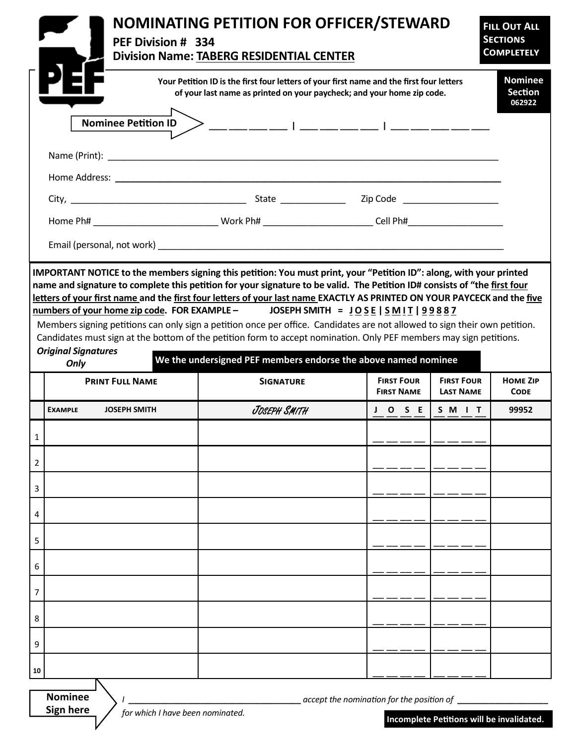# NOMINATING PETITION FOR OFFICER/STEWARD

**PEF Division # 334**
**Division Name: TABERG RESIDENTIAL CENTER**

**FILL OUT ALL SECTIONS COMPLETELY**

**Nominee Section**
**062922**

**Your Petition ID is the first four letters of your first name and the first four letters of your last name as printed on your paycheck; and your home zip code.**

**Nominee Petition ID** ___ ___ ___ ___ | ___ ___ ___ ___ | ___ ___ ___ ___ ___

Name (Print): ____________________________________________

Home Address: ____________________________________________

City, ______________________ State __________ Zip Code ______________

Home Ph# ________________ Work Ph# ________________ Cell Ph#________________

Email (personal, not work) ____________________________________________

**IMPORTANT NOTICE to the members signing this petition: You must print, your "Petition ID": along, with your printed name and signature to complete this petition for your signature to be valid. The Petition ID# consists of "the first four letters of your first name and the first four letters of your last name EXACTLY AS PRINTED ON YOUR PAYCECK and the five numbers of your home zip code. FOR EXAMPLE – JOSEPH SMITH = J O S E | S M I T | 9 9 8 8 7**

Members signing petitions can only sign a petition once per office. Candidates are not allowed to sign their own petition. Candidates must sign at the bottom of the petition form to accept nomination. Only PEF members may sign petitions.

***Original Signatures Only***

**We the undersigned PEF members endorse the above named nominee**

| | Print Full Name | Signature | First Four First Name | First Four Last Name | Home Zip Code |
|---|---|---|---|---|---|
| | EXAMPLE JOSEPH SMITH | *Joseph Smith* | J O S E | S M I T | 99952 |
| 1 | | | __ __ __ __ | __ __ __ __ | |
| 2 | | | __ __ __ __ | __ __ __ __ | |
| 3 | | | __ __ __ __ | __ __ __ __ | |
| 4 | | | __ __ __ __ | __ __ __ __ | |
| 5 | | | __ __ __ __ | __ __ __ __ | |
| 6 | | | __ __ __ __ | __ __ __ __ | |
| 7 | | | __ __ __ __ | __ __ __ __ | |
| 8 | | | __ __ __ __ | __ __ __ __ | |
| 9 | | | __ __ __ __ | __ __ __ __ | |
| 10 | | | __ __ __ __ | __ __ __ __ | |

**Nominee Sign here**

*I ______________________________ accept the nomination for the position of ________________ for which I have been nominated.*

**Incomplete Petitions will be invalidated.**